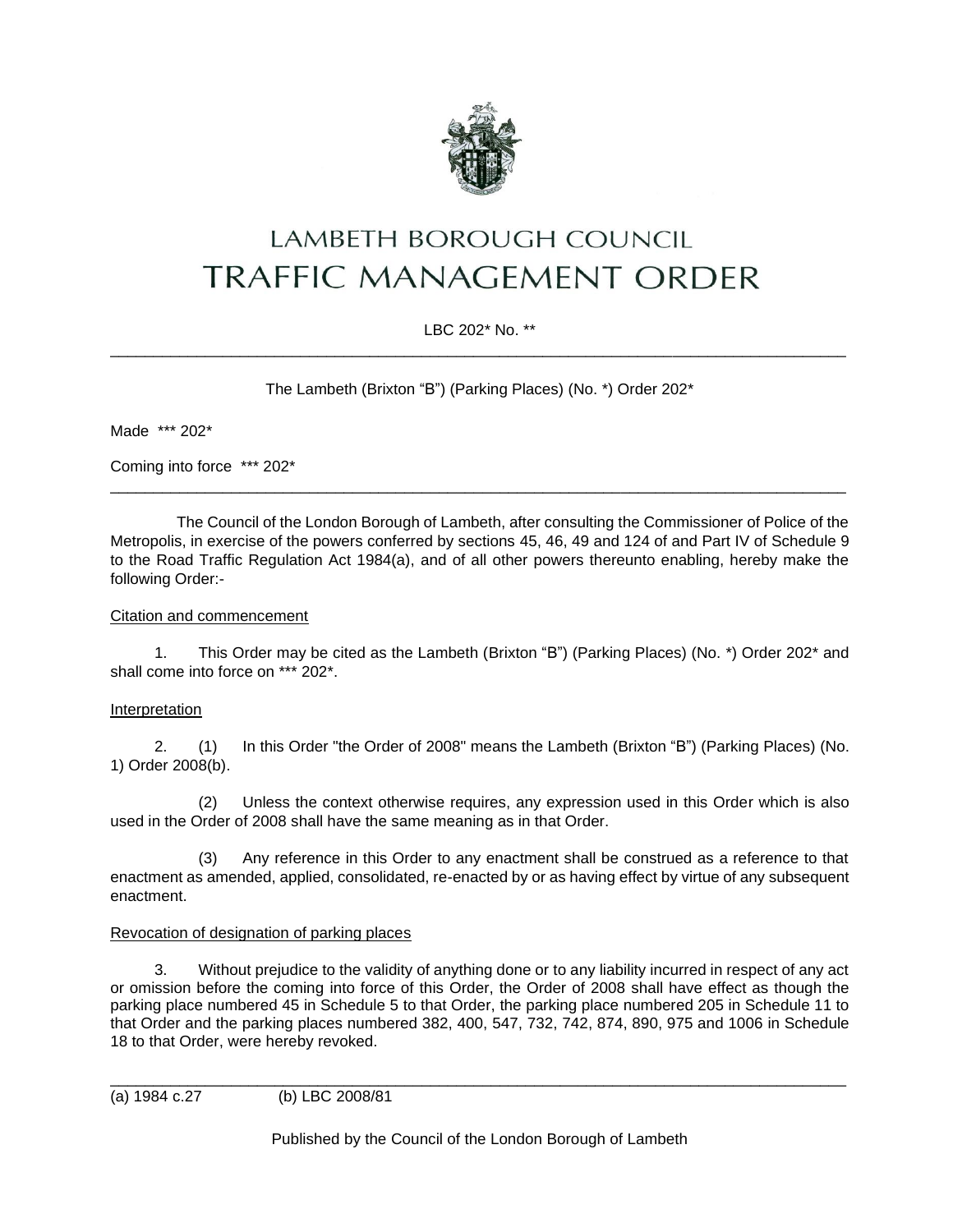# LAMBETH BOROUGH COUNCIL
# TRAFFIC MANAGEMENT ORDER

LBC 202* No. **

---

The Lambeth (Brixton "B") (Parking Places) (No. *) Order 202*

Made *** 202*

Coming into force *** 202*

---

The Council of the London Borough of Lambeth, after consulting the Commissioner of Police of the Metropolis, in exercise of the powers conferred by sections 45, 46, 49 and 124 of and Part IV of Schedule 9 to the Road Traffic Regulation Act 1984(a), and of all other powers thereunto enabling, hereby make the following Order:-

Citation and commencement

1. This Order may be cited as the Lambeth (Brixton "B") (Parking Places) (No. *) Order 202* and shall come into force on *** 202*.

Interpretation

2. (1) In this Order "the Order of 2008" means the Lambeth (Brixton "B") (Parking Places) (No. 1) Order 2008(b).

(2) Unless the context otherwise requires, any expression used in this Order which is also used in the Order of 2008 shall have the same meaning as in that Order.

(3) Any reference in this Order to any enactment shall be construed as a reference to that enactment as amended, applied, consolidated, re-enacted by or as having effect by virtue of any subsequent enactment.

Revocation of designation of parking places

3. Without prejudice to the validity of anything done or to any liability incurred in respect of any act or omission before the coming into force of this Order, the Order of 2008 shall have effect as though the parking place numbered 45 in Schedule 5 to that Order, the parking place numbered 205 in Schedule 11 to that Order and the parking places numbered 382, 400, 547, 732, 742, 874, 890, 975 and 1006 in Schedule 18 to that Order, were hereby revoked.

---

(a) 1984 c.27 (b) LBC 2008/81

Published by the Council of the London Borough of Lambeth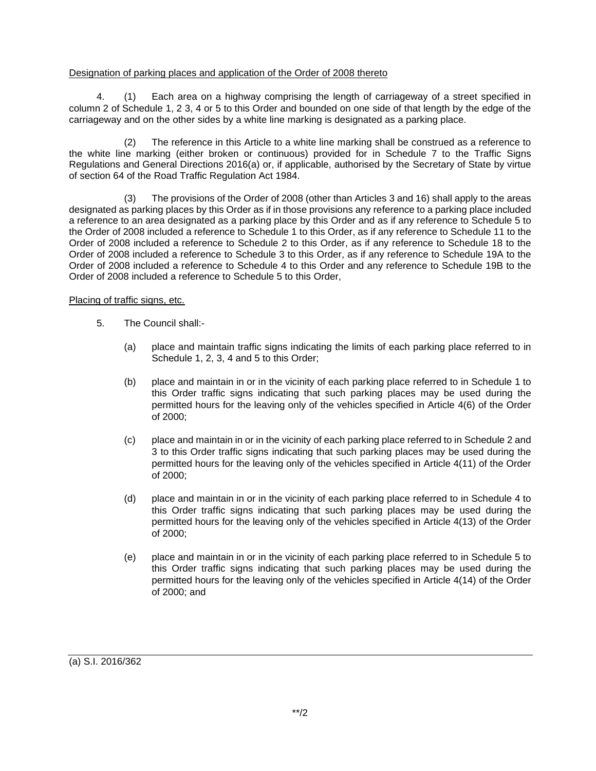Designation of parking places and application of the Order of 2008 thereto

4. (1) Each area on a highway comprising the length of carriageway of a street specified in column 2 of Schedule 1, 2 3, 4 or 5 to this Order and bounded on one side of that length by the edge of the carriageway and on the other sides by a white line marking is designated as a parking place.

(2) The reference in this Article to a white line marking shall be construed as a reference to the white line marking (either broken or continuous) provided for in Schedule 7 to the Traffic Signs Regulations and General Directions 2016(a) or, if applicable, authorised by the Secretary of State by virtue of section 64 of the Road Traffic Regulation Act 1984.

(3) The provisions of the Order of 2008 (other than Articles 3 and 16) shall apply to the areas designated as parking places by this Order as if in those provisions any reference to a parking place included a reference to an area designated as a parking place by this Order and as if any reference to Schedule 5 to the Order of 2008 included a reference to Schedule 1 to this Order, as if any reference to Schedule 11 to the Order of 2008 included a reference to Schedule 2 to this Order, as if any reference to Schedule 18 to the Order of 2008 included a reference to Schedule 3 to this Order, as if any reference to Schedule 19A to the Order of 2008 included a reference to Schedule 4 to this Order and any reference to Schedule 19B to the Order of 2008 included a reference to Schedule 5 to this Order,

Placing of traffic signs, etc.

5. The Council shall:-

(a) place and maintain traffic signs indicating the limits of each parking place referred to in Schedule 1, 2, 3, 4 and 5 to this Order;

(b) place and maintain in or in the vicinity of each parking place referred to in Schedule 1 to this Order traffic signs indicating that such parking places may be used during the permitted hours for the leaving only of the vehicles specified in Article 4(6) of the Order of 2000;

(c) place and maintain in or in the vicinity of each parking place referred to in Schedule 2 and 3 to this Order traffic signs indicating that such parking places may be used during the permitted hours for the leaving only of the vehicles specified in Article 4(11) of the Order of 2000;

(d) place and maintain in or in the vicinity of each parking place referred to in Schedule 4 to this Order traffic signs indicating that such parking places may be used during the permitted hours for the leaving only of the vehicles specified in Article 4(13) of the Order of 2000;

(e) place and maintain in or in the vicinity of each parking place referred to in Schedule 5 to this Order traffic signs indicating that such parking places may be used during the permitted hours for the leaving only of the vehicles specified in Article 4(14) of the Order of 2000; and

(a) S.I. 2016/362

**/2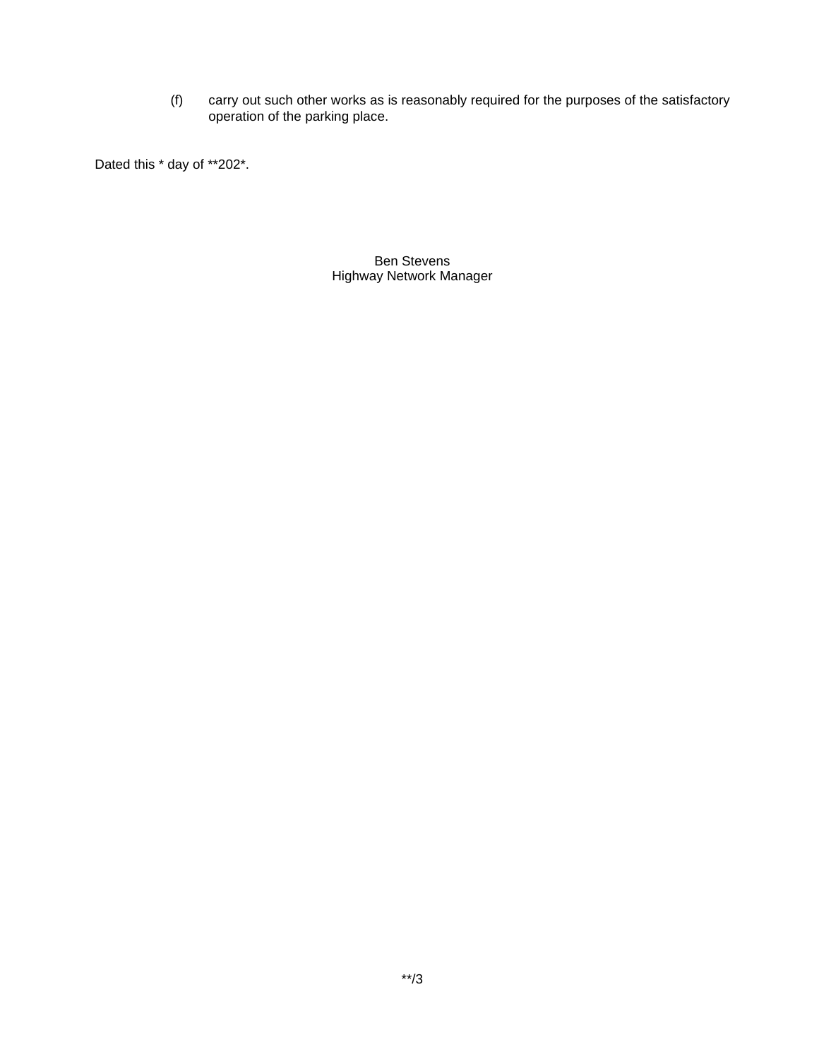(f) carry out such other works as is reasonably required for the purposes of the satisfactory operation of the parking place.

Dated this * day of **202*.

Ben Stevens
Highway Network Manager

**/3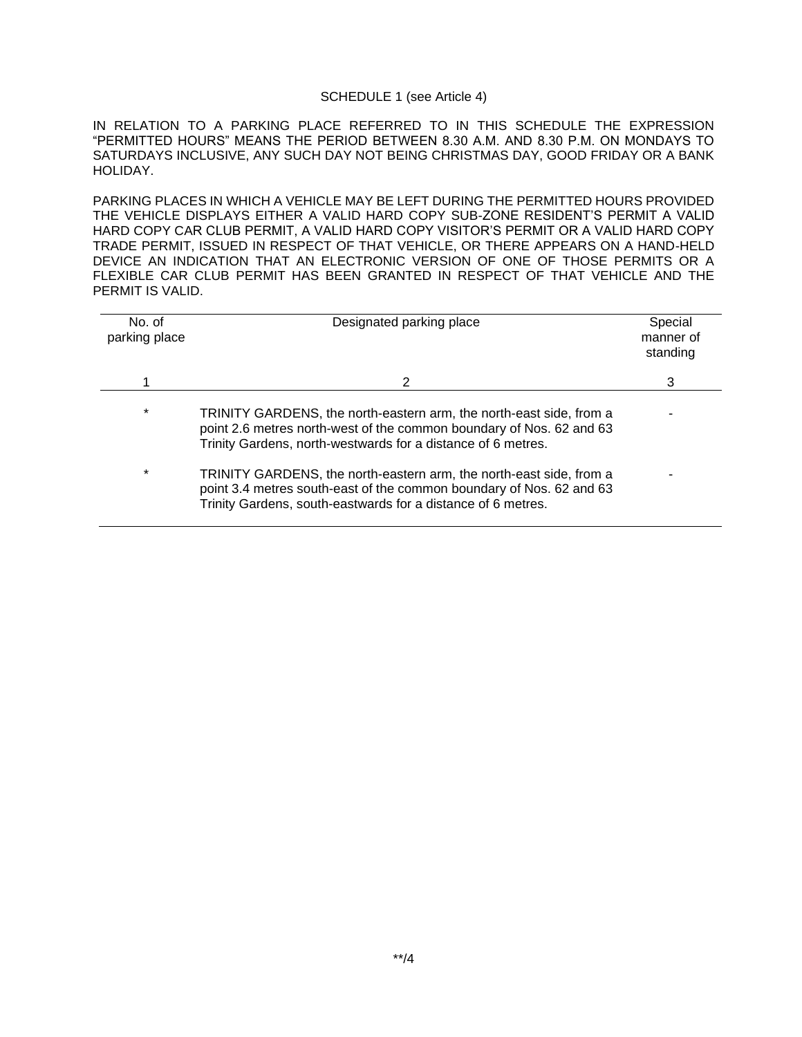SCHEDULE 1 (see Article 4)

IN RELATION TO A PARKING PLACE REFERRED TO IN THIS SCHEDULE THE EXPRESSION "PERMITTED HOURS" MEANS THE PERIOD BETWEEN 8.30 A.M. AND 8.30 P.M. ON MONDAYS TO SATURDAYS INCLUSIVE, ANY SUCH DAY NOT BEING CHRISTMAS DAY, GOOD FRIDAY OR A BANK HOLIDAY.

PARKING PLACES IN WHICH A VEHICLE MAY BE LEFT DURING THE PERMITTED HOURS PROVIDED THE VEHICLE DISPLAYS EITHER A VALID HARD COPY SUB-ZONE RESIDENT'S PERMIT A VALID HARD COPY CAR CLUB PERMIT, A VALID HARD COPY VISITOR'S PERMIT OR A VALID HARD COPY TRADE PERMIT, ISSUED IN RESPECT OF THAT VEHICLE, OR THERE APPEARS ON A HAND-HELD DEVICE AN INDICATION THAT AN ELECTRONIC VERSION OF ONE OF THOSE PERMITS OR A FLEXIBLE CAR CLUB PERMIT HAS BEEN GRANTED IN RESPECT OF THAT VEHICLE AND THE PERMIT IS VALID.

| No. of parking place | Designated parking place | Special manner of standing |
|---|---|---|
| 1 | 2 | 3 |
| * | TRINITY GARDENS, the north-eastern arm, the north-east side, from a point 2.6 metres north-west of the common boundary of Nos. 62 and 63 Trinity Gardens, north-westwards for a distance of 6 metres. | - |
| * | TRINITY GARDENS, the north-eastern arm, the north-east side, from a point 3.4 metres south-east of the common boundary of Nos. 62 and 63 Trinity Gardens, south-eastwards for a distance of 6 metres. | - |

**/4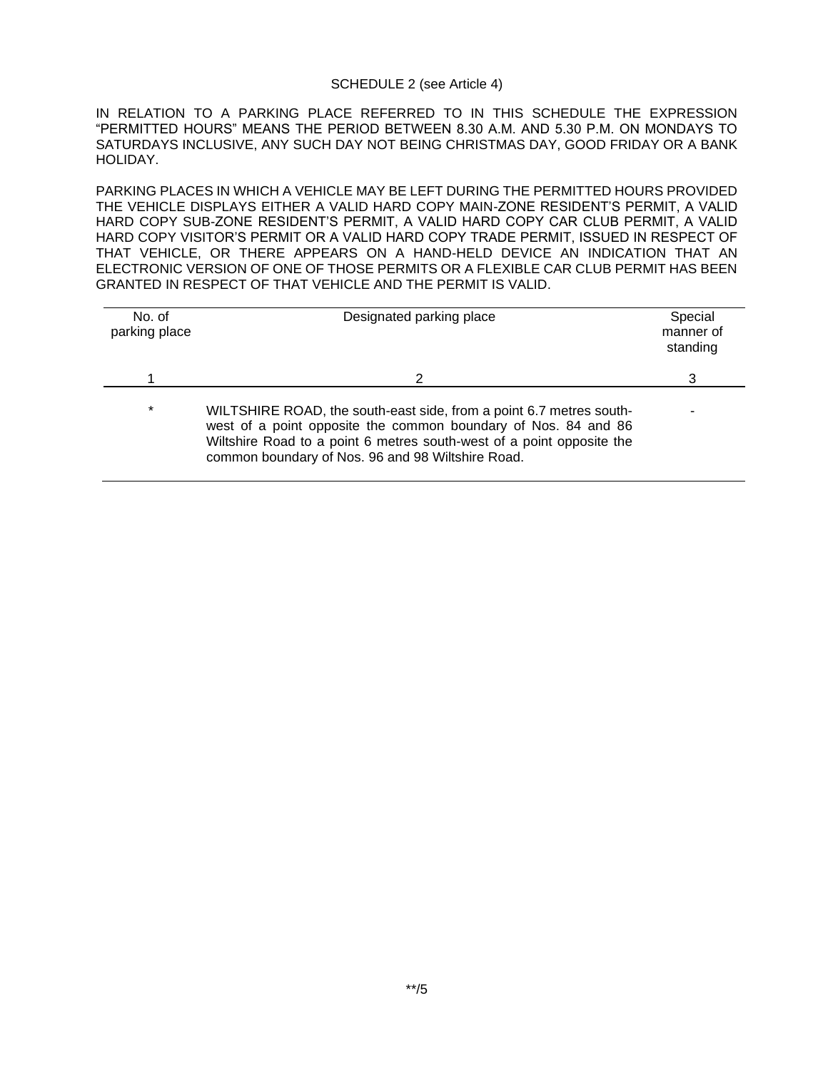SCHEDULE 2 (see Article 4)

IN RELATION TO A PARKING PLACE REFERRED TO IN THIS SCHEDULE THE EXPRESSION "PERMITTED HOURS" MEANS THE PERIOD BETWEEN 8.30 A.M. AND 5.30 P.M. ON MONDAYS TO SATURDAYS INCLUSIVE, ANY SUCH DAY NOT BEING CHRISTMAS DAY, GOOD FRIDAY OR A BANK HOLIDAY.

PARKING PLACES IN WHICH A VEHICLE MAY BE LEFT DURING THE PERMITTED HOURS PROVIDED THE VEHICLE DISPLAYS EITHER A VALID HARD COPY MAIN-ZONE RESIDENT'S PERMIT, A VALID HARD COPY SUB-ZONE RESIDENT'S PERMIT, A VALID HARD COPY CAR CLUB PERMIT, A VALID HARD COPY VISITOR'S PERMIT OR A VALID HARD COPY TRADE PERMIT, ISSUED IN RESPECT OF THAT VEHICLE, OR THERE APPEARS ON A HAND-HELD DEVICE AN INDICATION THAT AN ELECTRONIC VERSION OF ONE OF THOSE PERMITS OR A FLEXIBLE CAR CLUB PERMIT HAS BEEN GRANTED IN RESPECT OF THAT VEHICLE AND THE PERMIT IS VALID.

| No. of parking place | Designated parking place | Special manner of standing |
|---|---|---|
| 1 | 2 | 3 |
| * | WILTSHIRE ROAD, the south-east side, from a point 6.7 metres south-west of a point opposite the common boundary of Nos. 84 and 86 Wiltshire Road to a point 6 metres south-west of a point opposite the common boundary of Nos. 96 and 98 Wiltshire Road. | - |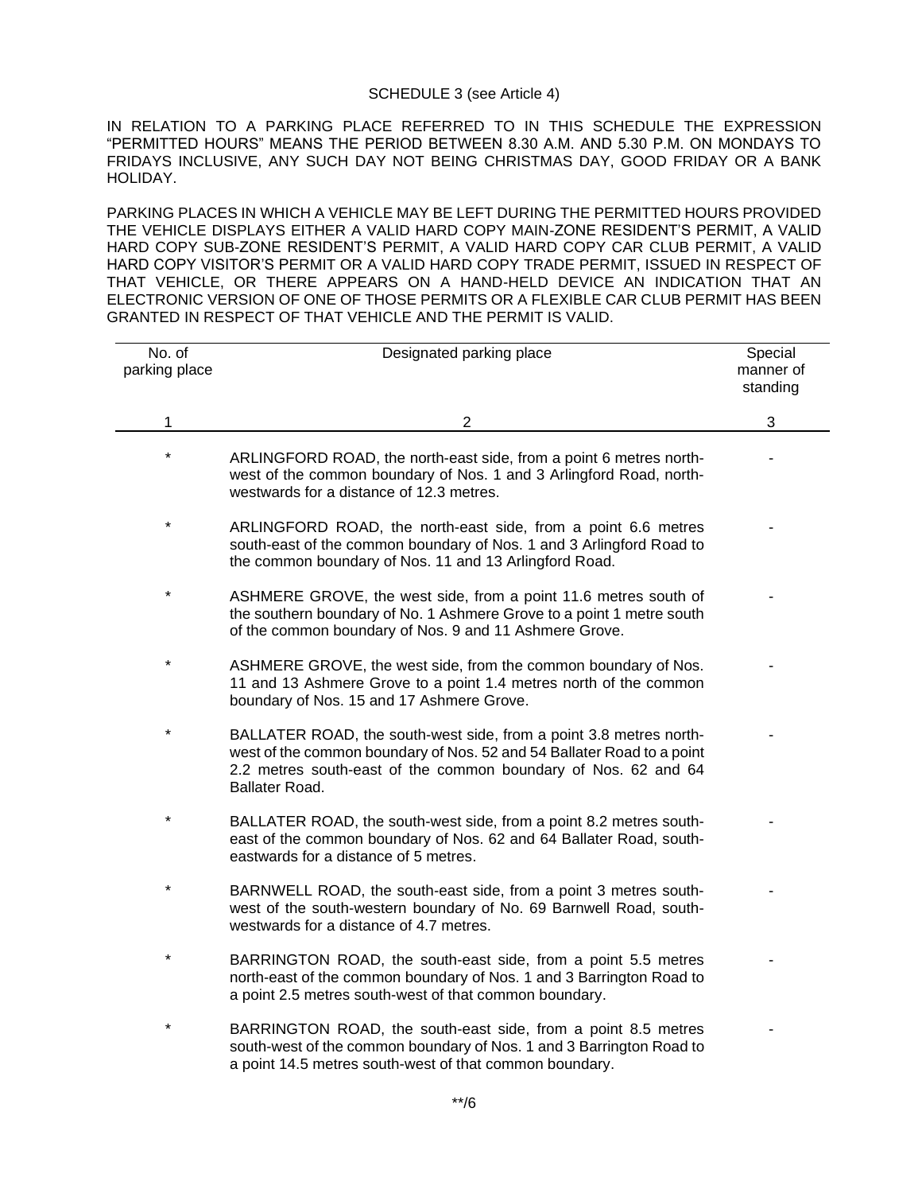SCHEDULE 3 (see Article 4)

IN RELATION TO A PARKING PLACE REFERRED TO IN THIS SCHEDULE THE EXPRESSION "PERMITTED HOURS" MEANS THE PERIOD BETWEEN 8.30 A.M. AND 5.30 P.M. ON MONDAYS TO FRIDAYS INCLUSIVE, ANY SUCH DAY NOT BEING CHRISTMAS DAY, GOOD FRIDAY OR A BANK HOLIDAY.

PARKING PLACES IN WHICH A VEHICLE MAY BE LEFT DURING THE PERMITTED HOURS PROVIDED THE VEHICLE DISPLAYS EITHER A VALID HARD COPY MAIN-ZONE RESIDENT'S PERMIT, A VALID HARD COPY SUB-ZONE RESIDENT'S PERMIT, A VALID HARD COPY CAR CLUB PERMIT, A VALID HARD COPY VISITOR'S PERMIT OR A VALID HARD COPY TRADE PERMIT, ISSUED IN RESPECT OF THAT VEHICLE, OR THERE APPEARS ON A HAND-HELD DEVICE AN INDICATION THAT AN ELECTRONIC VERSION OF ONE OF THOSE PERMITS OR A FLEXIBLE CAR CLUB PERMIT HAS BEEN GRANTED IN RESPECT OF THAT VEHICLE AND THE PERMIT IS VALID.

| No. of parking place | Designated parking place | Special manner of standing |
|---|---|---|
| 1 | 2 | 3 |
| * | ARLINGFORD ROAD, the north-east side, from a point 6 metres north-west of the common boundary of Nos. 1 and 3 Arlingford Road, north-westwards for a distance of 12.3 metres. | - |
| * | ARLINGFORD ROAD, the north-east side, from a point 6.6 metres south-east of the common boundary of Nos. 1 and 3 Arlingford Road to the common boundary of Nos. 11 and 13 Arlingford Road. | - |
| * | ASHMERE GROVE, the west side, from a point 11.6 metres south of the southern boundary of No. 1 Ashmere Grove to a point 1 metre south of the common boundary of Nos. 9 and 11 Ashmere Grove. | - |
| * | ASHMERE GROVE, the west side, from the common boundary of Nos. 11 and 13 Ashmere Grove to a point 1.4 metres north of the common boundary of Nos. 15 and 17 Ashmere Grove. | - |
| * | BALLATER ROAD, the south-west side, from a point 3.8 metres north-west of the common boundary of Nos. 52 and 54 Ballater Road to a point 2.2 metres south-east of the common boundary of Nos. 62 and 64 Ballater Road. | - |
| * | BALLATER ROAD, the south-west side, from a point 8.2 metres south-east of the common boundary of Nos. 62 and 64 Ballater Road, south-eastwards for a distance of 5 metres. | - |
| * | BARNWELL ROAD, the south-east side, from a point 3 metres south-west of the south-western boundary of No. 69 Barnwell Road, south-westwards for a distance of 4.7 metres. | - |
| * | BARRINGTON ROAD, the south-east side, from a point 5.5 metres north-east of the common boundary of Nos. 1 and 3 Barrington Road to a point 2.5 metres south-west of that common boundary. | - |
| * | BARRINGTON ROAD, the south-east side, from a point 8.5 metres south-west of the common boundary of Nos. 1 and 3 Barrington Road to a point 14.5 metres south-west of that common boundary. | - |

**/6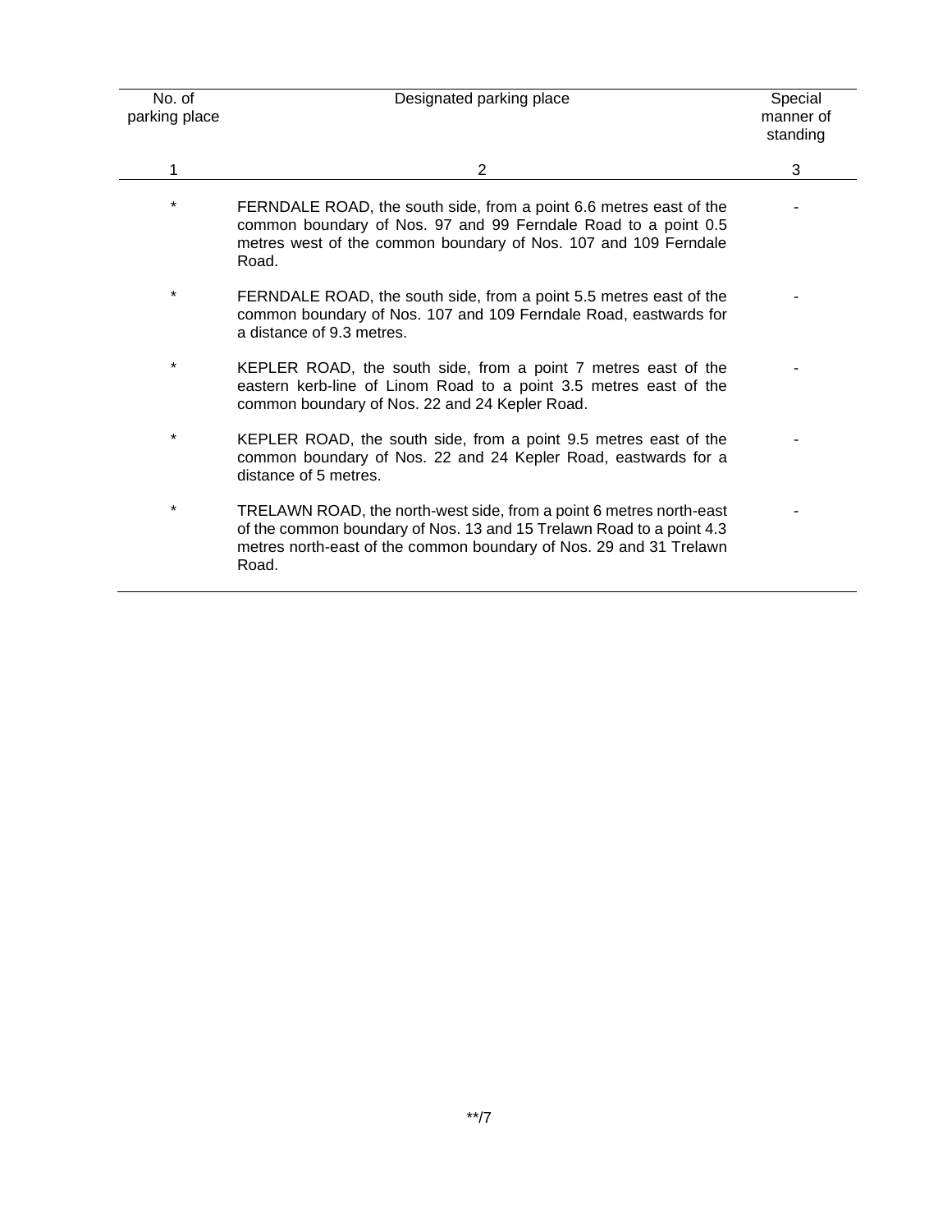| No. of parking place | Designated parking place | Special manner of standing |
|---|---|---|
| 1 | 2 | 3 |
| * | FERNDALE ROAD, the south side, from a point 6.6 metres east of the common boundary of Nos. 97 and 99 Ferndale Road to a point 0.5 metres west of the common boundary of Nos. 107 and 109 Ferndale Road. | - |
| * | FERNDALE ROAD, the south side, from a point 5.5 metres east of the common boundary of Nos. 107 and 109 Ferndale Road, eastwards for a distance of 9.3 metres. | - |
| * | KEPLER ROAD, the south side, from a point 7 metres east of the eastern kerb-line of Linom Road to a point 3.5 metres east of the common boundary of Nos. 22 and 24 Kepler Road. | - |
| * | KEPLER ROAD, the south side, from a point 9.5 metres east of the common boundary of Nos. 22 and 24 Kepler Road, eastwards for a distance of 5 metres. | - |
| * | TRELAWN ROAD, the north-west side, from a point 6 metres north-east of the common boundary of Nos. 13 and 15 Trelawn Road to a point 4.3 metres north-east of the common boundary of Nos. 29 and 31 Trelawn Road. | - |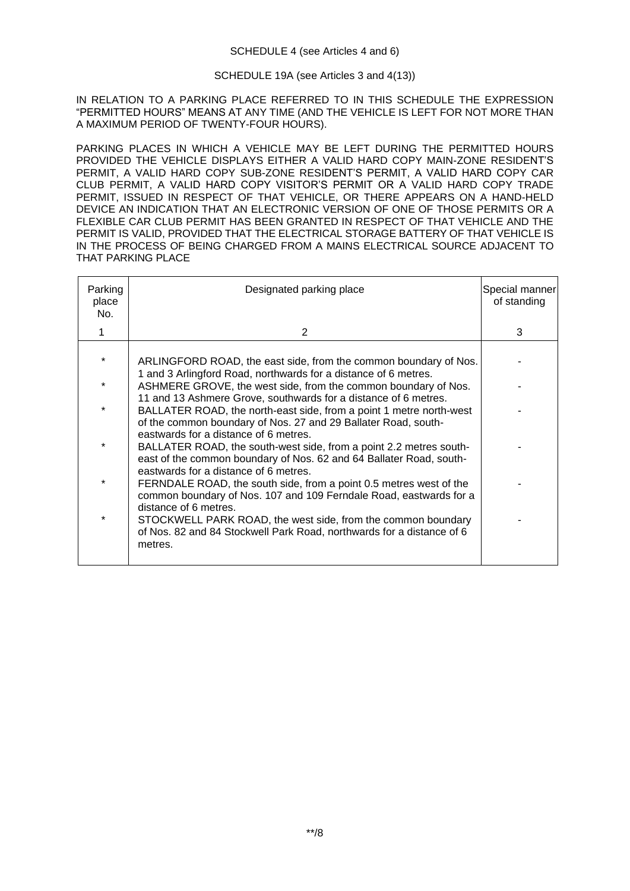SCHEDULE 4 (see Articles 4 and 6)

SCHEDULE 19A (see Articles 3 and 4(13))

IN RELATION TO A PARKING PLACE REFERRED TO IN THIS SCHEDULE THE EXPRESSION "PERMITTED HOURS" MEANS AT ANY TIME (AND THE VEHICLE IS LEFT FOR NOT MORE THAN A MAXIMUM PERIOD OF TWENTY-FOUR HOURS).

PARKING PLACES IN WHICH A VEHICLE MAY BE LEFT DURING THE PERMITTED HOURS PROVIDED THE VEHICLE DISPLAYS EITHER A VALID HARD COPY MAIN-ZONE RESIDENT'S PERMIT, A VALID HARD COPY SUB-ZONE RESIDENT'S PERMIT, A VALID HARD COPY CAR CLUB PERMIT, A VALID HARD COPY VISITOR'S PERMIT OR A VALID HARD COPY TRADE PERMIT, ISSUED IN RESPECT OF THAT VEHICLE, OR THERE APPEARS ON A HAND-HELD DEVICE AN INDICATION THAT AN ELECTRONIC VERSION OF ONE OF THOSE PERMITS OR A FLEXIBLE CAR CLUB PERMIT HAS BEEN GRANTED IN RESPECT OF THAT VEHICLE AND THE PERMIT IS VALID, PROVIDED THAT THE ELECTRICAL STORAGE BATTERY OF THAT VEHICLE IS IN THE PROCESS OF BEING CHARGED FROM A MAINS ELECTRICAL SOURCE ADJACENT TO THAT PARKING PLACE

| Parking place No. | Designated parking place | Special manner of standing |
|---|---|---|
| 1 | 2 | 3 |
| * | ARLINGFORD ROAD, the east side, from the common boundary of Nos. 1 and 3 Arlingford Road, northwards for a distance of 6 metres. | - |
| * | ASHMERE GROVE, the west side, from the common boundary of Nos. 11 and 13 Ashmere Grove, southwards for a distance of 6 metres. | - |
| * | BALLATER ROAD, the north-east side, from a point 1 metre north-west of the common boundary of Nos. 27 and 29 Ballater Road, south-eastwards for a distance of 6 metres. | - |
| * | BALLATER ROAD, the south-west side, from a point 2.2 metres south-east of the common boundary of Nos. 62 and 64 Ballater Road, south-eastwards for a distance of 6 metres. | - |
| * | FERNDALE ROAD, the south side, from a point 0.5 metres west of the common boundary of Nos. 107 and 109 Ferndale Road, eastwards for a distance of 6 metres. | - |
| * | STOCKWELL PARK ROAD, the west side, from the common boundary of Nos. 82 and 84 Stockwell Park Road, northwards for a distance of 6 metres. | - |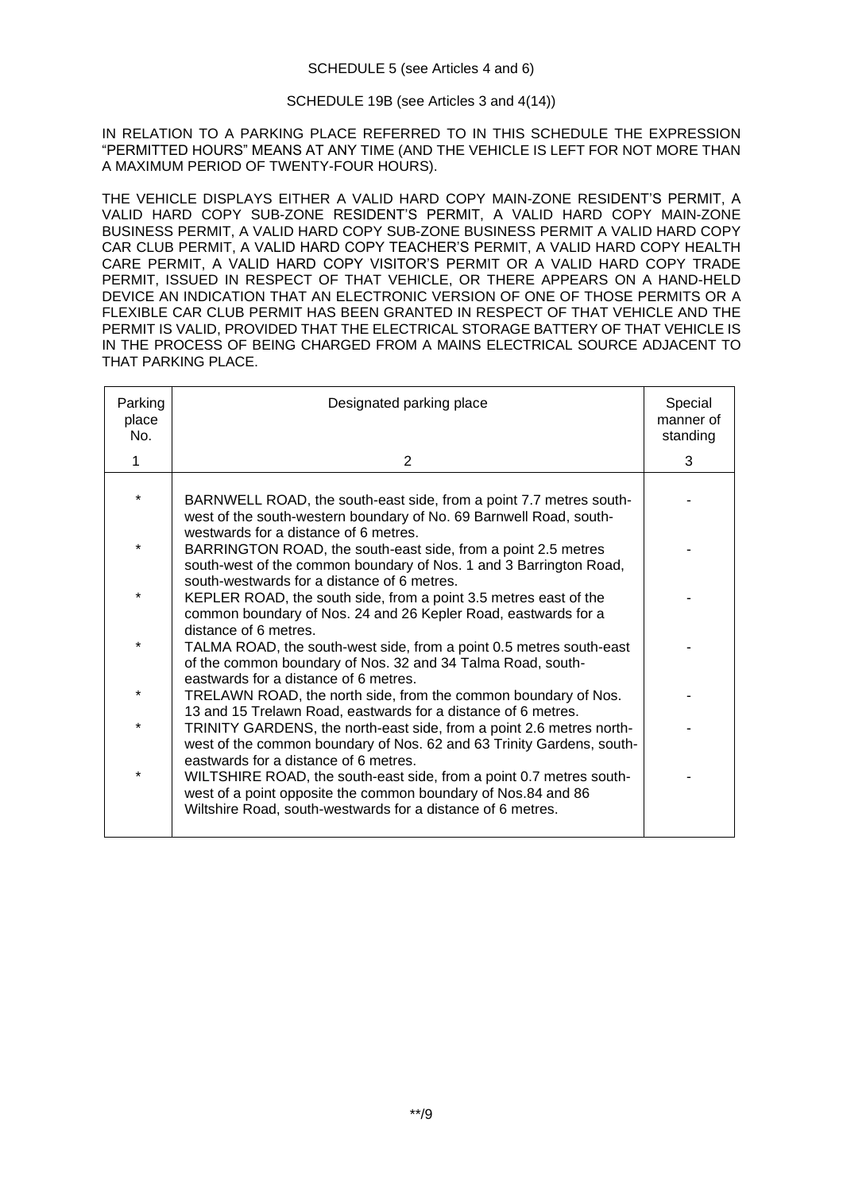SCHEDULE 5 (see Articles 4 and 6)

SCHEDULE 19B (see Articles 3 and 4(14))

IN RELATION TO A PARKING PLACE REFERRED TO IN THIS SCHEDULE THE EXPRESSION "PERMITTED HOURS" MEANS AT ANY TIME (AND THE VEHICLE IS LEFT FOR NOT MORE THAN A MAXIMUM PERIOD OF TWENTY-FOUR HOURS).

THE VEHICLE DISPLAYS EITHER A VALID HARD COPY MAIN-ZONE RESIDENT'S PERMIT, A VALID HARD COPY SUB-ZONE RESIDENT'S PERMIT, A VALID HARD COPY MAIN-ZONE BUSINESS PERMIT, A VALID HARD COPY SUB-ZONE BUSINESS PERMIT A VALID HARD COPY CAR CLUB PERMIT, A VALID HARD COPY TEACHER'S PERMIT, A VALID HARD COPY HEALTH CARE PERMIT, A VALID HARD COPY VISITOR'S PERMIT OR A VALID HARD COPY TRADE PERMIT, ISSUED IN RESPECT OF THAT VEHICLE, OR THERE APPEARS ON A HAND-HELD DEVICE AN INDICATION THAT AN ELECTRONIC VERSION OF ONE OF THOSE PERMITS OR A FLEXIBLE CAR CLUB PERMIT HAS BEEN GRANTED IN RESPECT OF THAT VEHICLE AND THE PERMIT IS VALID, PROVIDED THAT THE ELECTRICAL STORAGE BATTERY OF THAT VEHICLE IS IN THE PROCESS OF BEING CHARGED FROM A MAINS ELECTRICAL SOURCE ADJACENT TO THAT PARKING PLACE.

| Parking place No. | Designated parking place | Special manner of standing |
|---|---|---|
| 1 | 2 | 3 |
| * | BARNWELL ROAD, the south-east side, from a point 7.7 metres south-west of the south-western boundary of No. 69 Barnwell Road, south-westwards for a distance of 6 metres. | - |
| * | BARRINGTON ROAD, the south-east side, from a point 2.5 metres south-west of the common boundary of Nos. 1 and 3 Barrington Road, south-westwards for a distance of 6 metres. | - |
| * | KEPLER ROAD, the south side, from a point 3.5 metres east of the common boundary of Nos. 24 and 26 Kepler Road, eastwards for a distance of 6 metres. | - |
| * | TALMA ROAD, the south-west side, from a point 0.5 metres south-east of the common boundary of Nos. 32 and 34 Talma Road, south-eastwards for a distance of 6 metres. | - |
| * | TRELAWN ROAD, the north side, from the common boundary of Nos. 13 and 15 Trelawn Road, eastwards for a distance of 6 metres. | - |
| * | TRINITY GARDENS, the north-east side, from a point 2.6 metres north-west of the common boundary of Nos. 62 and 63 Trinity Gardens, south-eastwards for a distance of 6 metres. | - |
| * | WILTSHIRE ROAD, the south-east side, from a point 0.7 metres south-west of a point opposite the common boundary of Nos.84 and 86 Wiltshire Road, south-westwards for a distance of 6 metres. | - |